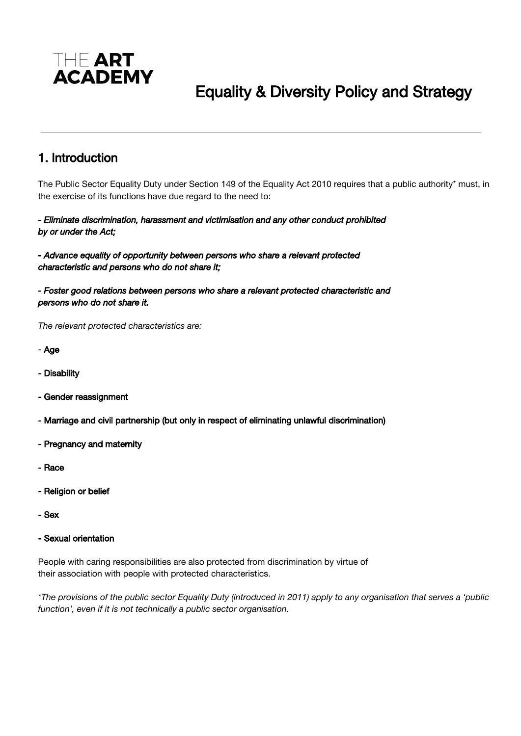THE **ART ACADEMY**

# Equality & Diversity Policy and Strategy

---

## 1. Introduction

The Public Sector Equality Duty under Section 149 of the Equality Act 2010 requires that a public authority* must, in the exercise of its functions have due regard to the need to:

*- Eliminate discrimination, harassment and victimisation and any other conduct prohibited by or under the Act;*

*- Advance equality of opportunity between persons who share a relevant protected characteristic and persons who do not share it;*

*- Foster good relations between persons who share a relevant protected characteristic and persons who do not share it.*

*The relevant protected characteristics are:*

- Age
- Disability
- Gender reassignment
- Marriage and civil partnership (but only in respect of eliminating unlawful discrimination)
- Pregnancy and maternity
- Race
- Religion or belief
- Sex
- Sexual orientation

People with caring responsibilities are also protected from discrimination by virtue of their association with people with protected characteristics.

*\*The provisions of the public sector Equality Duty (introduced in 2011) apply to any organisation that serves a 'public function', even if it is not technically a public sector organisation.*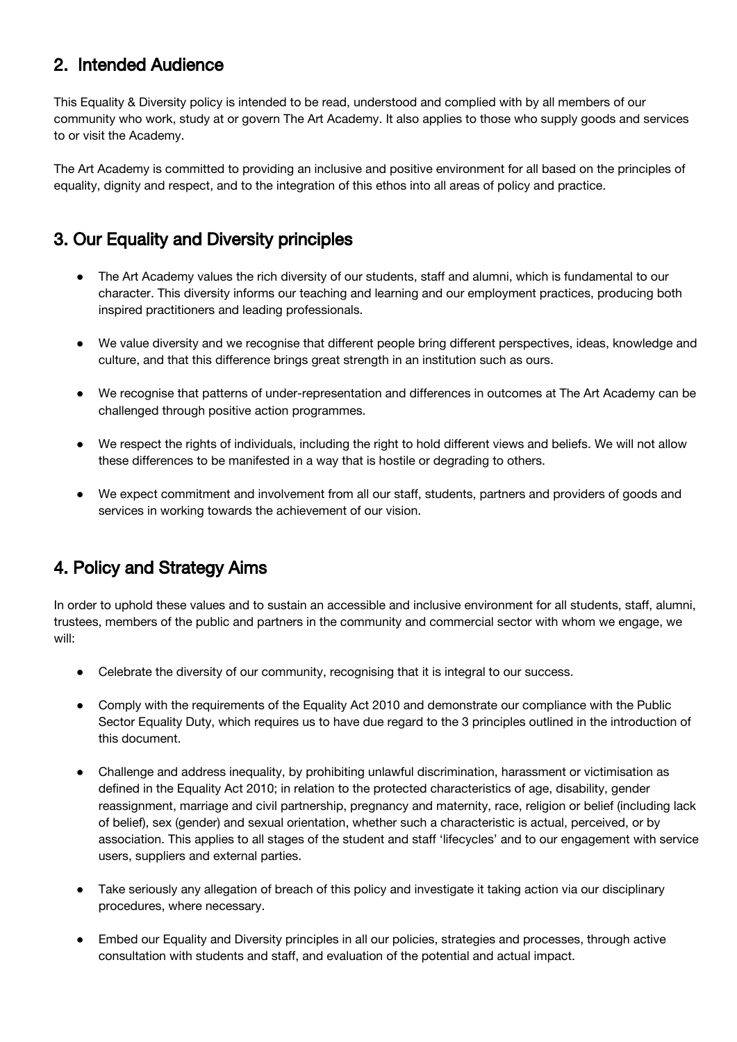## 2. Intended Audience

This Equality & Diversity policy is intended to be read, understood and complied with by all members of our community who work, study at or govern The Art Academy. It also applies to those who supply goods and services to or visit the Academy.

The Art Academy is committed to providing an inclusive and positive environment for all based on the principles of equality, dignity and respect, and to the integration of this ethos into all areas of policy and practice.

## 3. Our Equality and Diversity principles

- The Art Academy values the rich diversity of our students, staff and alumni, which is fundamental to our character. This diversity informs our teaching and learning and our employment practices, producing both inspired practitioners and leading professionals.

- We value diversity and we recognise that different people bring different perspectives, ideas, knowledge and culture, and that this difference brings great strength in an institution such as ours.

- We recognise that patterns of under-representation and differences in outcomes at The Art Academy can be challenged through positive action programmes.

- We respect the rights of individuals, including the right to hold different views and beliefs. We will not allow these differences to be manifested in a way that is hostile or degrading to others.

- We expect commitment and involvement from all our staff, students, partners and providers of goods and services in working towards the achievement of our vision.

## 4. Policy and Strategy Aims

In order to uphold these values and to sustain an accessible and inclusive environment for all students, staff, alumni, trustees, members of the public and partners in the community and commercial sector with whom we engage, we will:

- Celebrate the diversity of our community, recognising that it is integral to our success.

- Comply with the requirements of the Equality Act 2010 and demonstrate our compliance with the Public Sector Equality Duty, which requires us to have due regard to the 3 principles outlined in the introduction of this document.

- Challenge and address inequality, by prohibiting unlawful discrimination, harassment or victimisation as defined in the Equality Act 2010; in relation to the protected characteristics of age, disability, gender reassignment, marriage and civil partnership, pregnancy and maternity, race, religion or belief (including lack of belief), sex (gender) and sexual orientation, whether such a characteristic is actual, perceived, or by association. This applies to all stages of the student and staff 'lifecycles' and to our engagement with service users, suppliers and external parties.

- Take seriously any allegation of breach of this policy and investigate it taking action via our disciplinary procedures, where necessary.

- Embed our Equality and Diversity principles in all our policies, strategies and processes, through active consultation with students and staff, and evaluation of the potential and actual impact.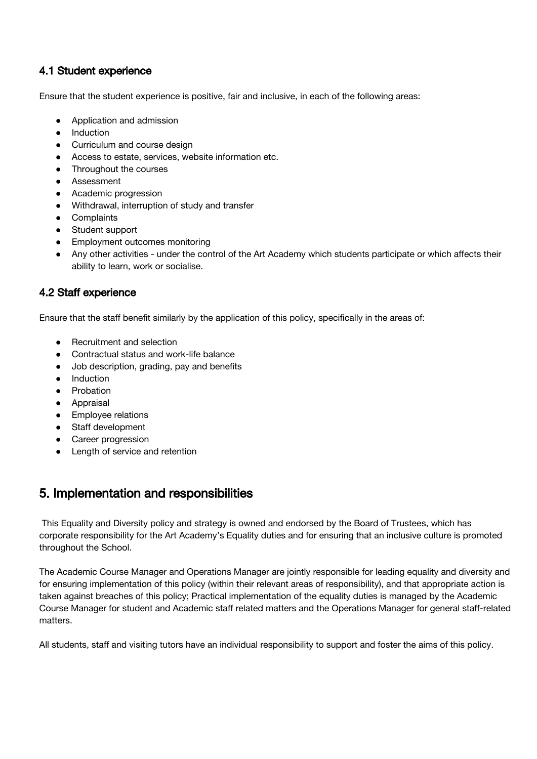### 4.1 Student experience

Ensure that the student experience is positive, fair and inclusive, in each of the following areas:

- Application and admission
- Induction
- Curriculum and course design
- Access to estate, services, website information etc.
- Throughout the courses
- Assessment
- Academic progression
- Withdrawal, interruption of study and transfer
- Complaints
- Student support
- Employment outcomes monitoring
- Any other activities - under the control of the Art Academy which students participate or which affects their ability to learn, work or socialise.

### 4.2 Staff experience

Ensure that the staff benefit similarly by the application of this policy, specifically in the areas of:

- Recruitment and selection
- Contractual status and work-life balance
- Job description, grading, pay and benefits
- Induction
- Probation
- Appraisal
- Employee relations
- Staff development
- Career progression
- Length of service and retention

## 5. Implementation and responsibilities

This Equality and Diversity policy and strategy is owned and endorsed by the Board of Trustees, which has corporate responsibility for the Art Academy's Equality duties and for ensuring that an inclusive culture is promoted throughout the School.

The Academic Course Manager and Operations Manager are jointly responsible for leading equality and diversity and for ensuring implementation of this policy (within their relevant areas of responsibility), and that appropriate action is taken against breaches of this policy; Practical implementation of the equality duties is managed by the Academic Course Manager for student and Academic staff related matters and the Operations Manager for general staff-related matters.

All students, staff and visiting tutors have an individual responsibility to support and foster the aims of this policy.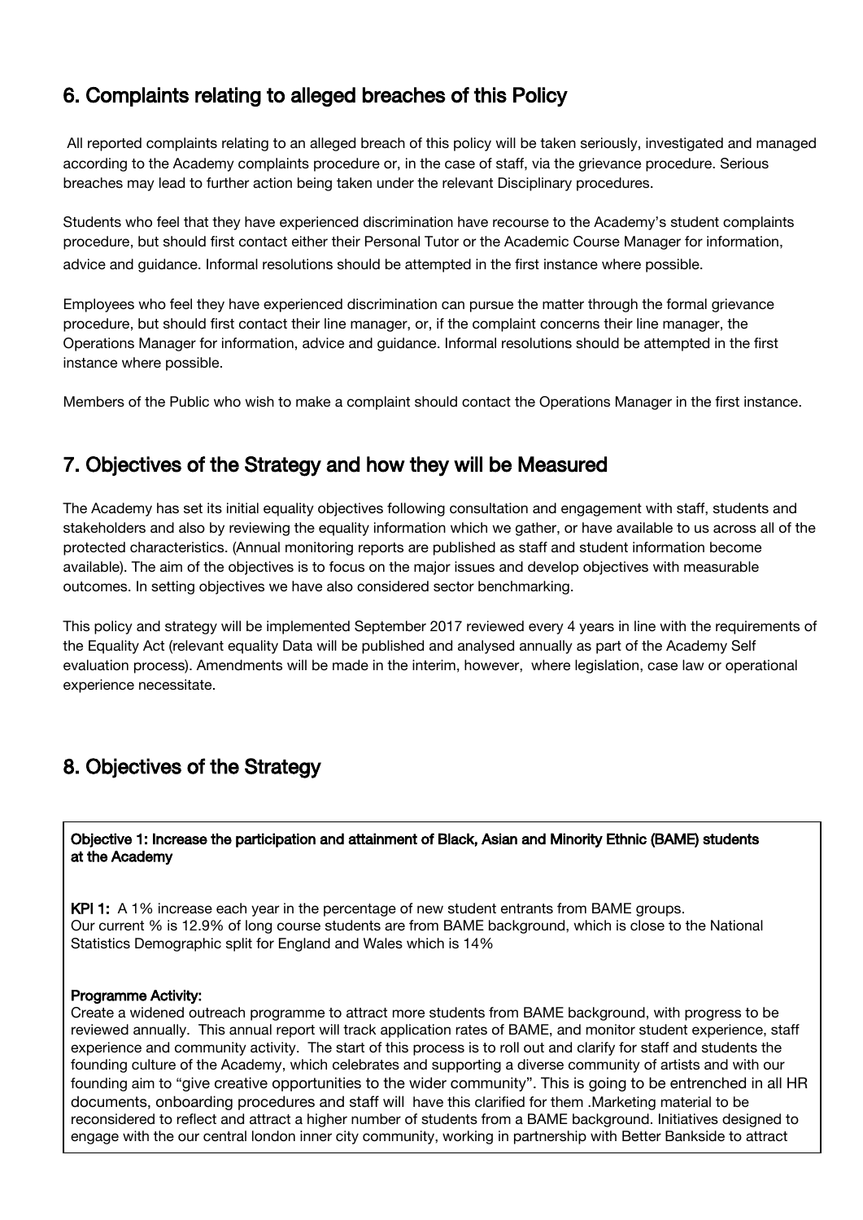## 6. Complaints relating to alleged breaches of this Policy

All reported complaints relating to an alleged breach of this policy will be taken seriously, investigated and managed according to the Academy complaints procedure or, in the case of staff, via the grievance procedure. Serious breaches may lead to further action being taken under the relevant Disciplinary procedures.

Students who feel that they have experienced discrimination have recourse to the Academy's student complaints procedure, but should first contact either their Personal Tutor or the Academic Course Manager for information, advice and guidance. Informal resolutions should be attempted in the first instance where possible.

Employees who feel they have experienced discrimination can pursue the matter through the formal grievance procedure, but should first contact their line manager, or, if the complaint concerns their line manager, the Operations Manager for information, advice and guidance. Informal resolutions should be attempted in the first instance where possible.

Members of the Public who wish to make a complaint should contact the Operations Manager in the first instance.

## 7. Objectives of the Strategy and how they will be Measured

The Academy has set its initial equality objectives following consultation and engagement with staff, students and stakeholders and also by reviewing the equality information which we gather, or have available to us across all of the protected characteristics. (Annual monitoring reports are published as staff and student information become available). The aim of the objectives is to focus on the major issues and develop objectives with measurable outcomes. In setting objectives we have also considered sector benchmarking.

This policy and strategy will be implemented September 2017 reviewed every 4 years in line with the requirements of the Equality Act (relevant equality Data will be published and analysed annually as part of the Academy Self evaluation process). Amendments will be made in the interim, however, where legislation, case law or operational experience necessitate.

## 8. Objectives of the Strategy

**Objective 1: Increase the participation and attainment of Black, Asian and Minority Ethnic (BAME) students at the Academy**

**KPI 1:** A 1% increase each year in the percentage of new student entrants from BAME groups.
Our current % is 12.9% of long course students are from BAME background, which is close to the National Statistics Demographic split for England and Wales which is 14%

**Programme Activity:**
Create a widened outreach programme to attract more students from BAME background, with progress to be reviewed annually. This annual report will track application rates of BAME, and monitor student experience, staff experience and community activity. The start of this process is to roll out and clarify for staff and students the founding culture of the Academy, which celebrates and supporting a diverse community of artists and with our founding aim to "give creative opportunities to the wider community". This is going to be entrenched in all HR documents, onboarding procedures and staff will have this clarified for them .Marketing material to be reconsidered to reflect and attract a higher number of students from a BAME background. Initiatives designed to engage with the our central london inner city community, working in partnership with Better Bankside to attract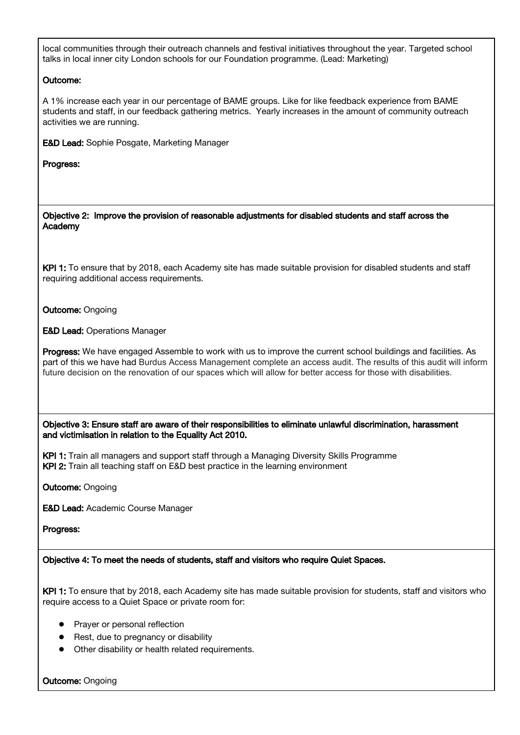local communities through their outreach channels and festival initiatives throughout the year. Targeted school talks in local inner city London schools for our Foundation programme. (Lead: Marketing)

**Outcome:**

A 1% increase each year in our percentage of BAME groups. Like for like feedback experience from BAME students and staff, in our feedback gathering metrics. Yearly increases in the amount of community outreach activities we are running.

**E&D Lead:** Sophie Posgate, Marketing Manager

**Progress:**

**Objective 2: Improve the provision of reasonable adjustments for disabled students and staff across the Academy**

**KPI 1:** To ensure that by 2018, each Academy site has made suitable provision for disabled students and staff requiring additional access requirements.

**Outcome:** Ongoing

**E&D Lead:** Operations Manager

**Progress:** We have engaged Assemble to work with us to improve the current school buildings and facilities. As part of this we have had Burdus Access Management complete an access audit. The results of this audit will inform future decision on the renovation of our spaces which will allow for better access for those with disabilities.

**Objective 3: Ensure staff are aware of their responsibilities to eliminate unlawful discrimination, harassment and victimisation in relation to the Equality Act 2010.**

**KPI 1:** Train all managers and support staff through a Managing Diversity Skills Programme
**KPI 2:** Train all teaching staff on E&D best practice in the learning environment

**Outcome:** Ongoing

**E&D Lead:** Academic Course Manager

**Progress:**

**Objective 4: To meet the needs of students, staff and visitors who require Quiet Spaces.**

**KPI 1:** To ensure that by 2018, each Academy site has made suitable provision for students, staff and visitors who require access to a Quiet Space or private room for:

- Prayer or personal reflection
- Rest, due to pregnancy or disability
- Other disability or health related requirements.

**Outcome:** Ongoing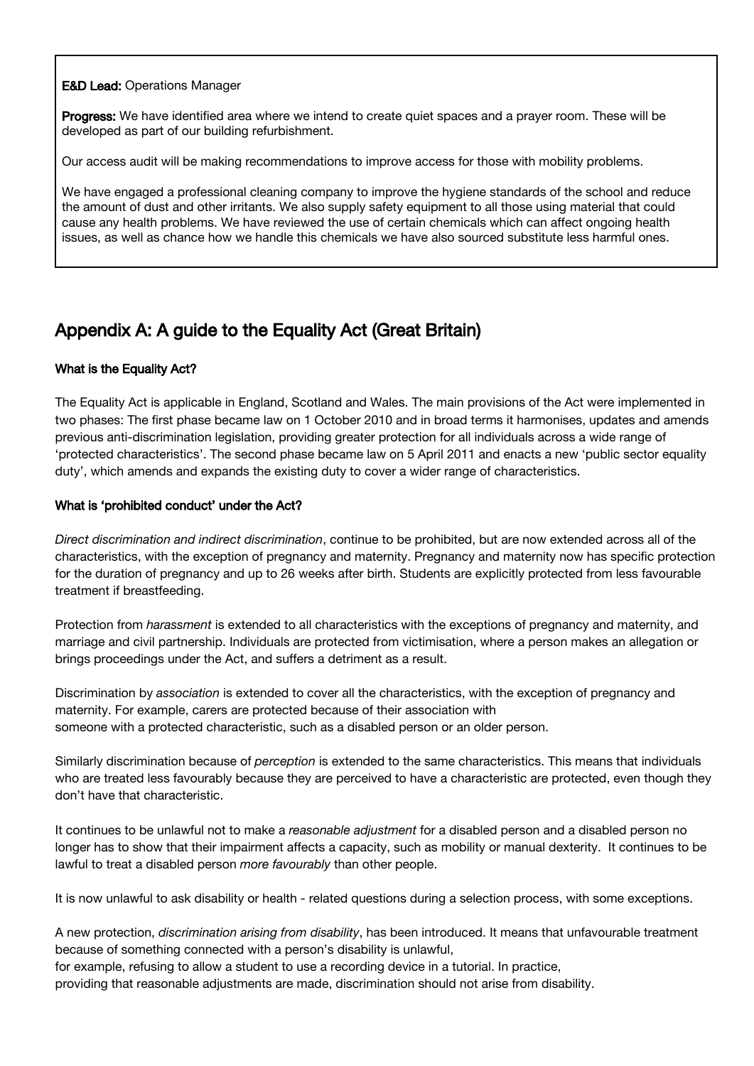**E&D Lead:** Operations Manager

**Progress:** We have identified area where we intend to create quiet spaces and a prayer room. These will be developed as part of our building refurbishment.

Our access audit will be making recommendations to improve access for those with mobility problems.

We have engaged a professional cleaning company to improve the hygiene standards of the school and reduce the amount of dust and other irritants. We also supply safety equipment to all those using material that could cause any health problems. We have reviewed the use of certain chemicals which can affect ongoing health issues, as well as chance how we handle this chemicals we have also sourced substitute less harmful ones.

## Appendix A: A guide to the Equality Act (Great Britain)

#### What is the Equality Act?

The Equality Act is applicable in England, Scotland and Wales. The main provisions of the Act were implemented in two phases: The first phase became law on 1 October 2010 and in broad terms it harmonises, updates and amends previous anti-discrimination legislation, providing greater protection for all individuals across a wide range of 'protected characteristics'. The second phase became law on 5 April 2011 and enacts a new 'public sector equality duty', which amends and expands the existing duty to cover a wider range of characteristics.

#### What is 'prohibited conduct' under the Act?

*Direct discrimination and indirect discrimination*, continue to be prohibited, but are now extended across all of the characteristics, with the exception of pregnancy and maternity. Pregnancy and maternity now has specific protection for the duration of pregnancy and up to 26 weeks after birth. Students are explicitly protected from less favourable treatment if breastfeeding.

Protection from *harassment* is extended to all characteristics with the exceptions of pregnancy and maternity, and marriage and civil partnership. Individuals are protected from victimisation, where a person makes an allegation or brings proceedings under the Act, and suffers a detriment as a result.

Discrimination by *association* is extended to cover all the characteristics, with the exception of pregnancy and maternity. For example, carers are protected because of their association with someone with a protected characteristic, such as a disabled person or an older person.

Similarly discrimination because of *perception* is extended to the same characteristics. This means that individuals who are treated less favourably because they are perceived to have a characteristic are protected, even though they don't have that characteristic.

It continues to be unlawful not to make a *reasonable adjustment* for a disabled person and a disabled person no longer has to show that their impairment affects a capacity, such as mobility or manual dexterity. It continues to be lawful to treat a disabled person *more favourably* than other people.

It is now unlawful to ask disability or health - related questions during a selection process, with some exceptions.

A new protection, *discrimination arising from disability*, has been introduced. It means that unfavourable treatment because of something connected with a person's disability is unlawful, for example, refusing to allow a student to use a recording device in a tutorial. In practice, providing that reasonable adjustments are made, discrimination should not arise from disability.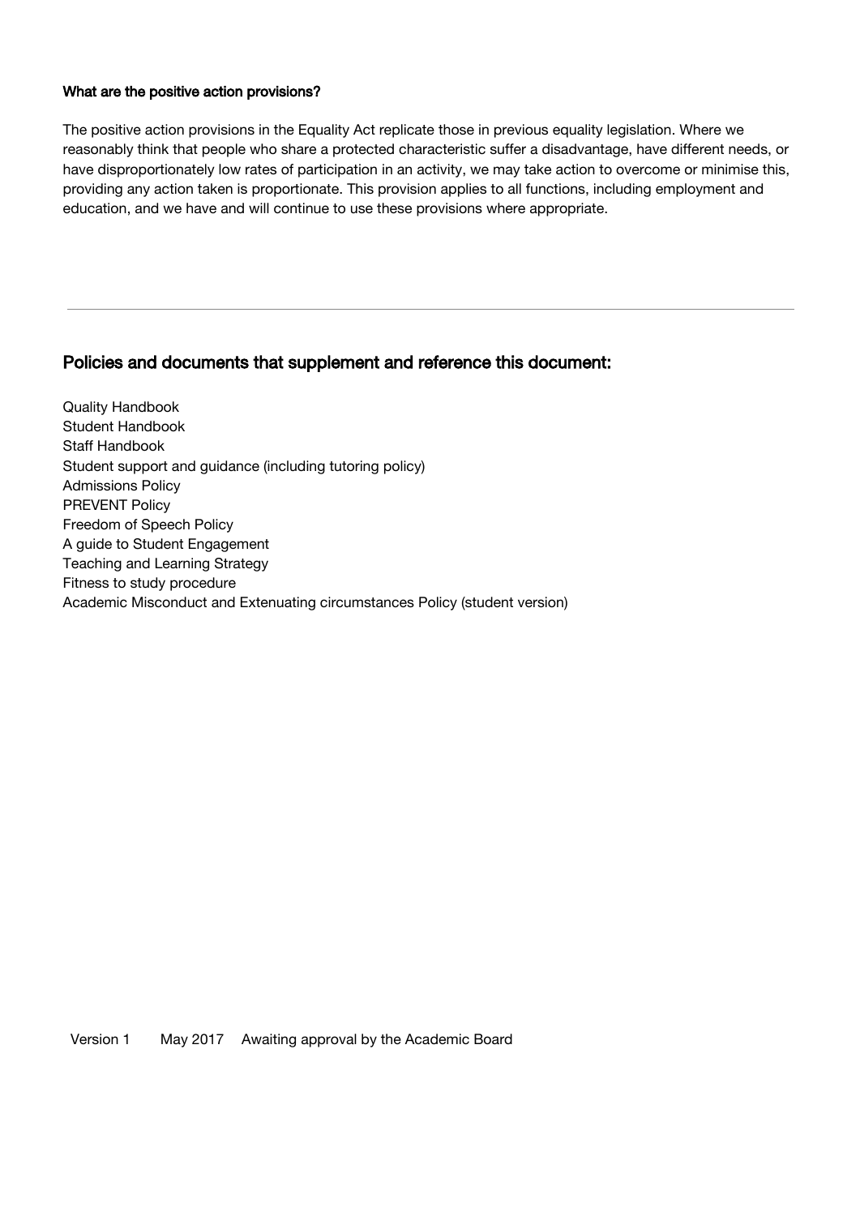#### What are the positive action provisions?

The positive action provisions in the Equality Act replicate those in previous equality legislation. Where we reasonably think that people who share a protected characteristic suffer a disadvantage, have different needs, or have disproportionately low rates of participation in an activity, we may take action to overcome or minimise this, providing any action taken is proportionate. This provision applies to all functions, including employment and education, and we have and will continue to use these provisions where appropriate.

---

## Policies and documents that supplement and reference this document:

Quality Handbook
Student Handbook
Staff Handbook
Student support and guidance (including tutoring policy)
Admissions Policy
PREVENT Policy
Freedom of Speech Policy
A guide to Student Engagement
Teaching and Learning Strategy
Fitness to study procedure
Academic Misconduct and Extenuating circumstances Policy (student version)

Version 1 May 2017 Awaiting approval by the Academic Board